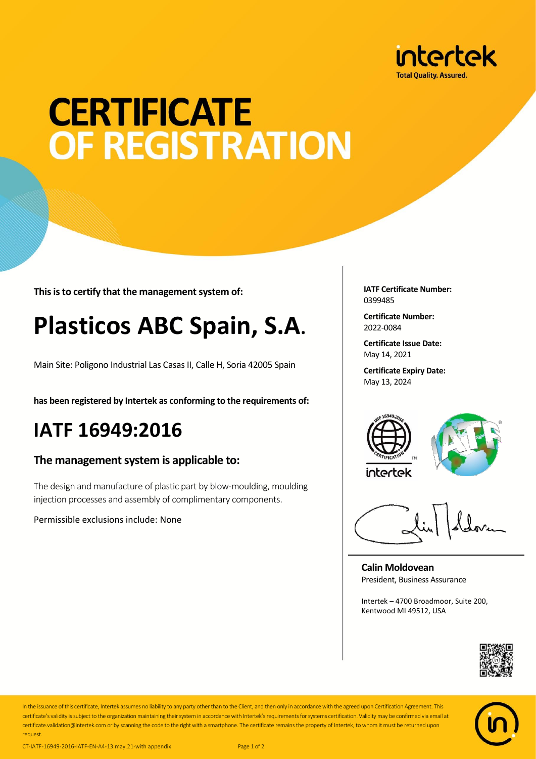intertek
Total Quality. Assured.

# CERTIFICATE OF REGISTRATION

**This is to certify that the management system of:**

# Plasticos ABC Spain, S.A.

Main Site: Poligono Industrial Las Casas II, Calle H, Soria 42005 Spain

**has been registered by Intertek as conforming to the requirements of:**

## IATF 16949:2016

### The management system is applicable to:

The design and manufacture of plastic part by blow-moulding, moulding injection processes and assembly of complimentary components.

Permissible exclusions include: None

**IATF Certificate Number:**
0399485

**Certificate Number:**
2022-0084

**Certificate Issue Date:**
May 14, 2021

**Certificate Expiry Date:**
May 13, 2024

**Calin Moldovean**
President, Business Assurance

Intertek – 4700 Broadmoor, Suite 200, Kentwood MI 49512, USA

In the issuance of this certificate, Intertek assumes no liability to any party other than to the Client, and then only in accordance with the agreed upon Certification Agreement. This certificate's validity is subject to the organization maintaining their system in accordance with Intertek's requirements for systems certification. Validity may be confirmed via email at certificate.validation@intertek.com or by scanning the code to the right with a smartphone. The certificate remains the property of Intertek, to whom it must be returned upon request.

CT-IATF-16949-2016-IATF-EN-A4-13.may.21-with appendix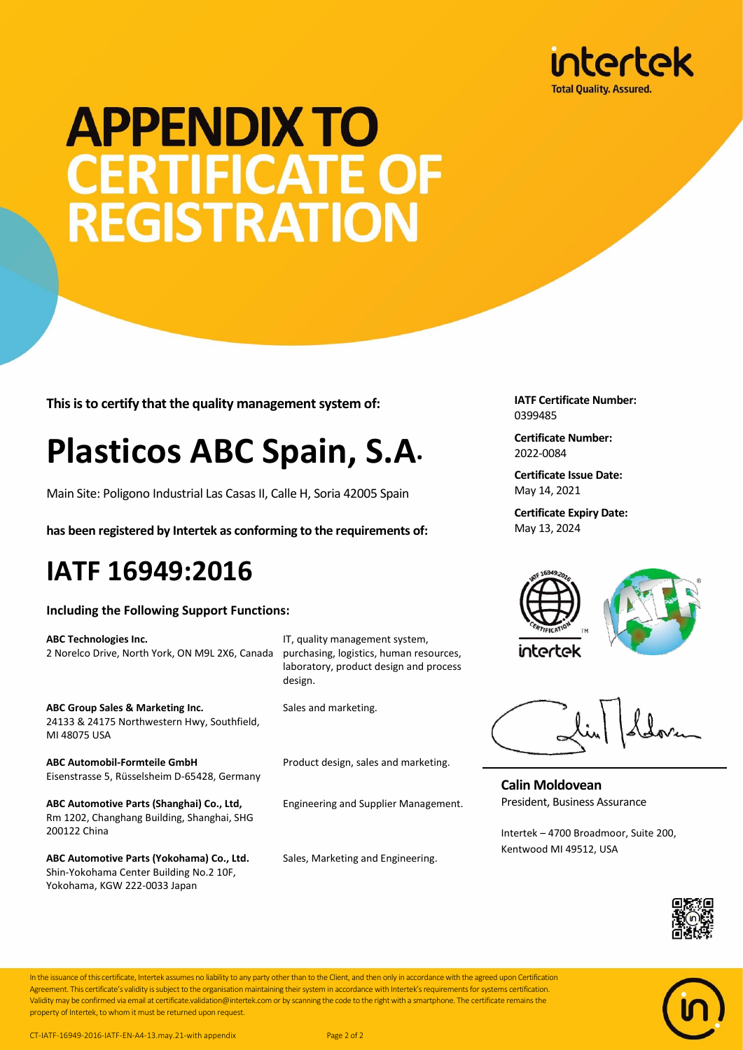intertek
Total Quality. Assured.

# APPENDIX TO CERTIFICATE OF REGISTRATION

**This is to certify that the quality management system of:**

# Plasticos ABC Spain, S.A.

Main Site: Poligono Industrial Las Casas II, Calle H, Soria 42005 Spain

**has been registered by Intertek as conforming to the requirements of:**

# IATF 16949:2016

**Including the Following Support Functions:**

| | |
|---|---|
| **ABC Technologies Inc.** 2 Norelco Drive, North York, ON M9L 2X6, Canada | IT, quality management system, purchasing, logistics, human resources, laboratory, product design and process design. |
| **ABC Group Sales & Marketing Inc.** 24133 & 24175 Northwestern Hwy, Southfield, MI 48075 USA | Sales and marketing. |
| **ABC Automobil-Formteile GmbH** Eisenstrasse 5, Rüsselsheim D-65428, Germany | Product design, sales and marketing. |
| **ABC Automotive Parts (Shanghai) Co., Ltd,** Rm 1202, Changhang Building, Shanghai, SHG 200122 China | Engineering and Supplier Management. |
| **ABC Automotive Parts (Yokohama) Co., Ltd.** Shin-Yokohama Center Building No.2 10F, Yokohama, KGW 222-0033 Japan | Sales, Marketing and Engineering. |

**IATF Certificate Number:**
0399485

**Certificate Number:**
2022-0084

**Certificate Issue Date:**
May 14, 2021

**Certificate Expiry Date:**
May 13, 2024

**Calin Moldovean**
President, Business Assurance

Intertek – 4700 Broadmoor, Suite 200, Kentwood MI 49512, USA

In the issuance of this certificate, Intertek assumes no liability to any party other than to the Client, and then only in accordance with the agreed upon Certification Agreement. This certificate's validity is subject to the organisation maintaining their system in accordance with Intertek's requirements for systems certification. Validity may be confirmed via email at certificate.validation@intertek.com or by scanning the code to the right with a smartphone. The certificate remains the property of Intertek, to whom it must be returned upon request.

CT-IATF-16949-2016-IATF-EN-A4-13.may.21-with appendix